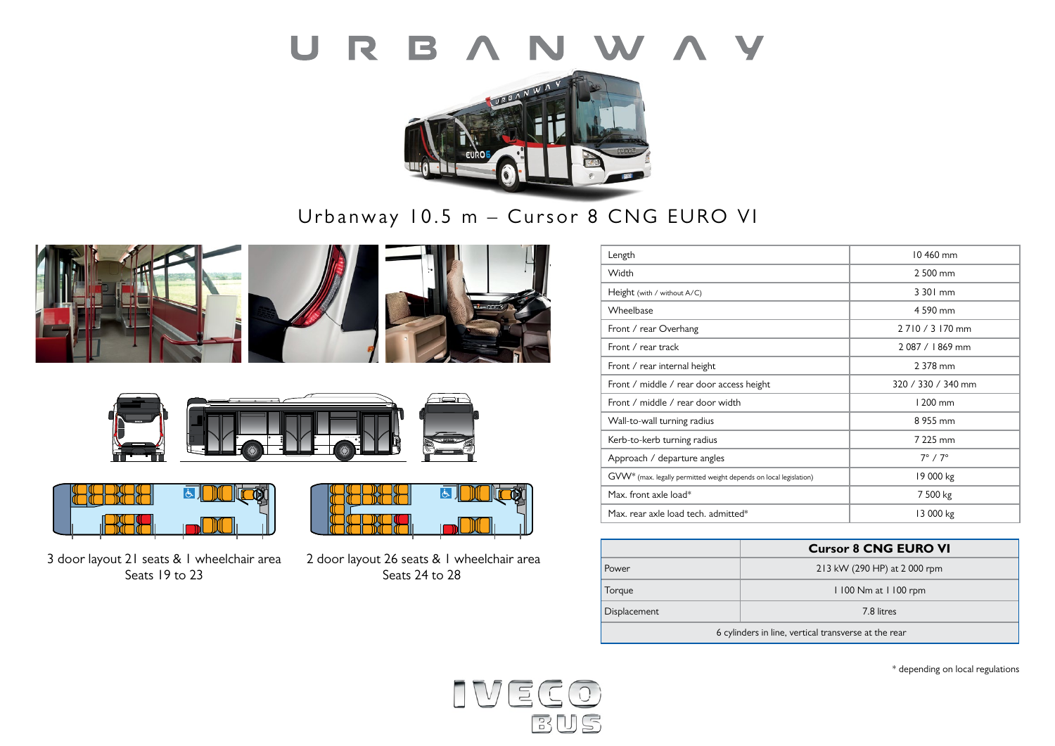# URBANWAY

## Urbanway 10.5 m – Cursor 8 CNG EURO VI

3 door layout 21 seats & 1 wheelchair area
Seats 19 to 23

2 door layout 26 seats & 1 wheelchair area
Seats 24 to 28

| | |
|---|---|
| Length | 10 460 mm |
| Width | 2 500 mm |
| Height (with / without A/C) | 3 301 mm |
| Wheelbase | 4 590 mm |
| Front / rear Overhang | 2 710 / 3 170 mm |
| Front / rear track | 2 087 / 1 869 mm |
| Front / rear internal height | 2 378 mm |
| Front / middle / rear door access height | 320 / 330 / 340 mm |
| Front / middle / rear door width | 1 200 mm |
| Wall-to-wall turning radius | 8 955 mm |
| Kerb-to-kerb turning radius | 7 225 mm |
| Approach / departure angles | 7° / 7° |
| GVW* (max. legally permitted weight depends on local legislation) | 19 000 kg |
| Max. front axle load* | 7 500 kg |
| Max. rear axle load tech. admitted* | 13 000 kg |

| | Cursor 8 CNG EURO VI |
|---|---|
| Power | 213 kW (290 HP) at 2 000 rpm |
| Torque | 1 100 Nm at 1 100 rpm |
| Displacement | 7.8 litres |
| 6 cylinders in line, vertical transverse at the rear | |

\* depending on local regulations

IVECO BUS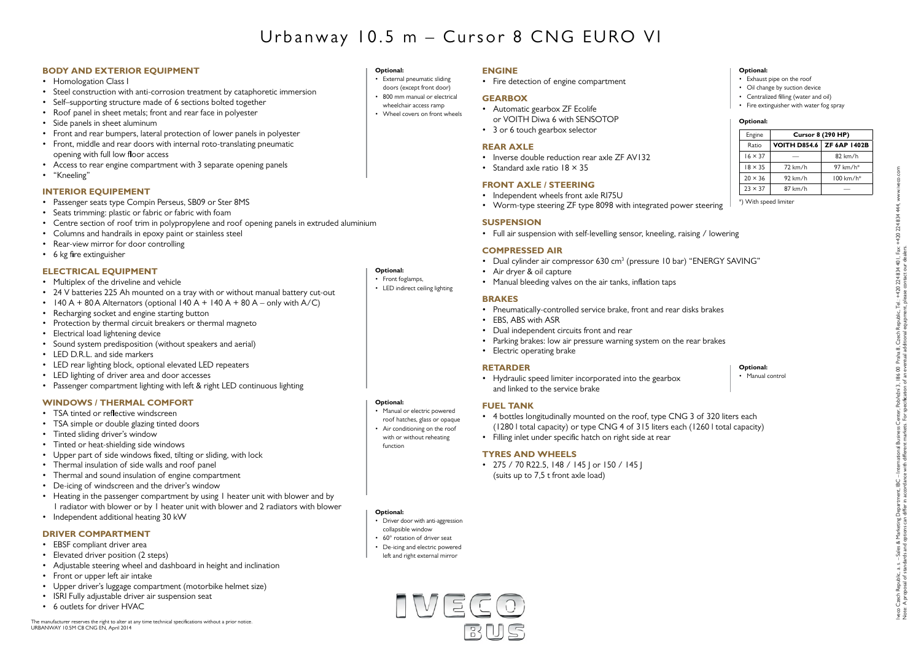# Urbanway 10.5 m – Cursor 8 CNG EURO VI

## BODY AND EXTERIOR EQUIPMENT

- Homologation Class I
- Steel construction with anti-corrosion treatment by cataphoretic immersion
- Self–supporting structure made of 6 sections bolted together
- Roof panel in sheet metals; front and rear face in polyester
- Side panels in sheet aluminum
- Front and rear bumpers, lateral protection of lower panels in polyester
- Front, middle and rear doors with internal roto-translating pneumatic opening with full low floor access
- Access to rear engine compartment with 3 separate opening panels
- "Kneeling"

**Optional:**

- External pneumatic sliding doors (except front door)
- 800 mm manual or electrical wheelchair access ramp
- Wheel covers on front wheels

## INTERIOR EQUIPEMENT

- Passenger seats type Compin Perseus, SB09 or Ster 8MS
- Seats trimming: plastic or fabric or fabric with foam
- Centre section of roof trim in polypropylene and roof opening panels in extruded aluminium
- Columns and handrails in epoxy paint or stainless steel
- Rear-view mirror for door controlling
- 6 kg fire extinguisher

## ELECTRICAL EQUIPMENT

- Multiplex of the driveline and vehicle
- 24 V batteries 225 Ah mounted on a tray with or without manual battery cut-out
- 140 A + 80 A Alternators (optional 140 A + 140 A + 80 A – only with A/C)
- Recharging socket and engine starting button
- Protection by thermal circuit breakers or thermal magneto
- Electrical load lightening device
- Sound system predisposition (without speakers and aerial)
- LED D.R.L. and side markers
- LED rear lighting block, optional elevated LED repeaters
- LED lighting of driver area and door accesses
- Passenger compartment lighting with left & right LED continuous lighting

**Optional:**

- Front foglamps,
- LED indirect ceiling lighting

## WINDOWS / THERMAL COMFORT

- TSA tinted or reflective windscreen
- TSA simple or double glazing tinted doors
- Tinted sliding driver's window
- Tinted or heat-shielding side windows
- Upper part of side windows fixed, tilting or sliding, with lock
- Thermal insulation of side walls and roof panel
- Thermal and sound insulation of engine compartment
- De-icing of windscreen and the driver's window
- Heating in the passenger compartment by using 1 heater unit with blower and by 1 radiator with blower or by 1 heater unit with blower and 2 radiators with blower
- Independent additional heating 30 kW

**Optional:**

- Manual or electric powered roof hatches, glass or opaque
- Air conditioning on the roof with or without reheating function

## DRIVER COMPARTMENT

- EBSF compliant driver area
- Elevated driver position (2 steps)
- Adjustable steering wheel and dashboard in height and inclination
- Front or upper left air intake
- Upper driver's luggage compartment (motorbike helmet size)
- ISRI Fully adjustable driver air suspension seat
- 6 outlets for driver HVAC

**Optional:**

- Driver door with anti-aggression collapsible window
- 60° rotation of driver seat
- De-icing and electric powered left and right external mirror

## ENGINE

- Fire detection of engine compartment

**Optional:**

- Exhaust pipe on the roof
- Oil change by suction device
- Centralized filling (water and oil)
- Fire extinguisher with water fog spray

## GEARBOX

- Automatic gearbox ZF Ecolife or VOITH Diwa 6 with SENSOTOP
- 3 or 6 touch gearbox selector

## REAR AXLE

- Inverse double reduction rear axle ZF AV132
- Standard axle ratio 18 × 35

**Optional:**

| Engine | Cursor 8 (290 HP) | |
|---|---|---|
| Ratio | VOITH D854.6 | ZF 6AP 1402B |
| 16 × 37 | — | 82 km/h |
| 18 × 35 | 72 km/h | 97 km/h* |
| 20 × 36 | 92 km/h | 100 km/h* |
| 23 × 37 | 87 km/h | — |

*) With speed limiter

## FRONT AXLE / STEERING

- Independent wheels front axle RI75U
- Worm-type steering ZF type 8098 with integrated power steering

## SUSPENSION

- Full air suspension with self-levelling sensor, kneeling, raising / lowering

## COMPRESSED AIR

- Dual cylinder air compressor 630 cm$^3$ (pressure 10 bar) "ENERGY SAVING"
- Air dryer & oil capture
- Manual bleeding valves on the air tanks, inflation taps

## BRAKES

- Pneumatically-controlled service brake, front and rear disks brakes
- EBS, ABS with ASR
- Dual independent circuits front and rear
- Parking brakes: low air pressure warning system on the rear brakes
- Electric operating brake

## RETARDER

- Hydraulic speed limiter incorporated into the gearbox and linked to the service brake

**Optional:**

- Manual control

## FUEL TANK

- 4 bottles longitudinally mounted on the roof, type CNG 3 of 320 liters each (1280 l total capacity) or type CNG 4 of 315 liters each (1260 l total capacity)
- Filling inlet under specific hatch on right side at rear

## TYRES AND WHEELS

- 275 / 70 R22.5, 148 / 145 J or 150 / 145 J (suits up to 7,5 t front axle load)

The manufacturer reserves the right to alter at any time technical specifications without a prior notice.
URBANWAY 10.5M C8 CNG EN, April 2014

IVECO BUS

Iveco Czech Republic, a. s. – Sales & Marketing Department, IBC – International Business Center, Pobřežní 3, 186 00 Praha 8, Czech Republic, Tel.: +420 224 834 401, Fax: +420 224 834 444, www.iveco.com
Note: A proposal of standards and options can differ in accordance with different markets. For specification of an eventual additional equipment, please contact our dealers.